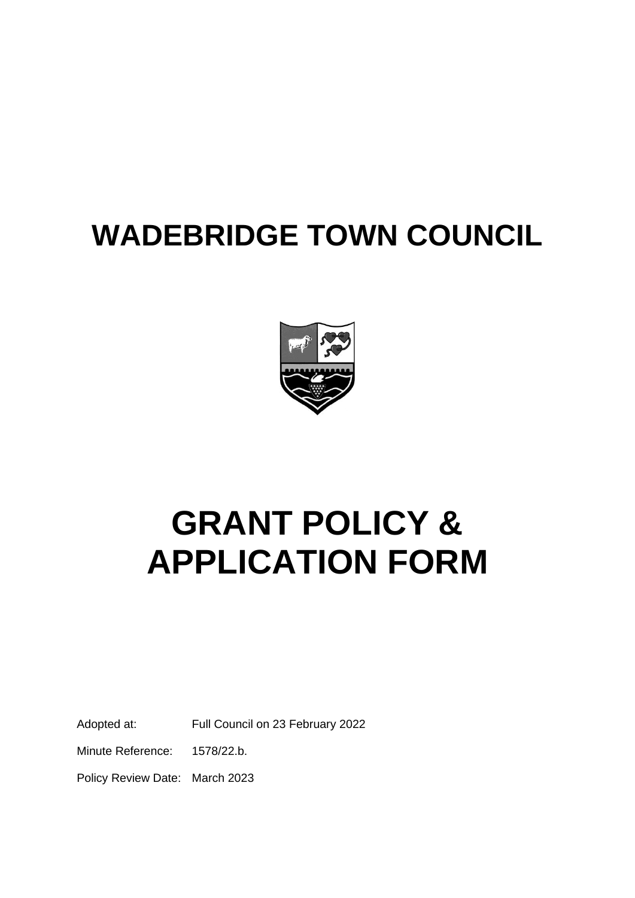# WADEBRIDGE TOWN COUNCIL

# GRANT POLICY & APPLICATION FORM

Adopted at: Full Council on 23 February 2022

Minute Reference: 1578/22.b.

Policy Review Date: March 2023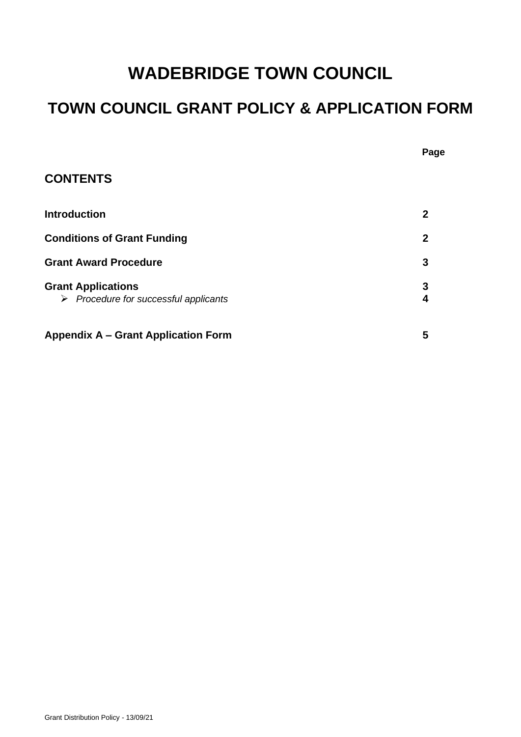# WADEBRIDGE TOWN COUNCIL

## TOWN COUNCIL GRANT POLICY & APPLICATION FORM

## CONTENTS

| | Page |
|---|---|
| **Introduction** | **2** |
| **Conditions of Grant Funding** | **2** |
| **Grant Award Procedure** | **3** |
| **Grant Applications** | **3** |
| ➢ *Procedure for successful applicants* | **4** |
| **Appendix A – Grant Application Form** | **5** |

Grant Distribution Policy - 13/09/21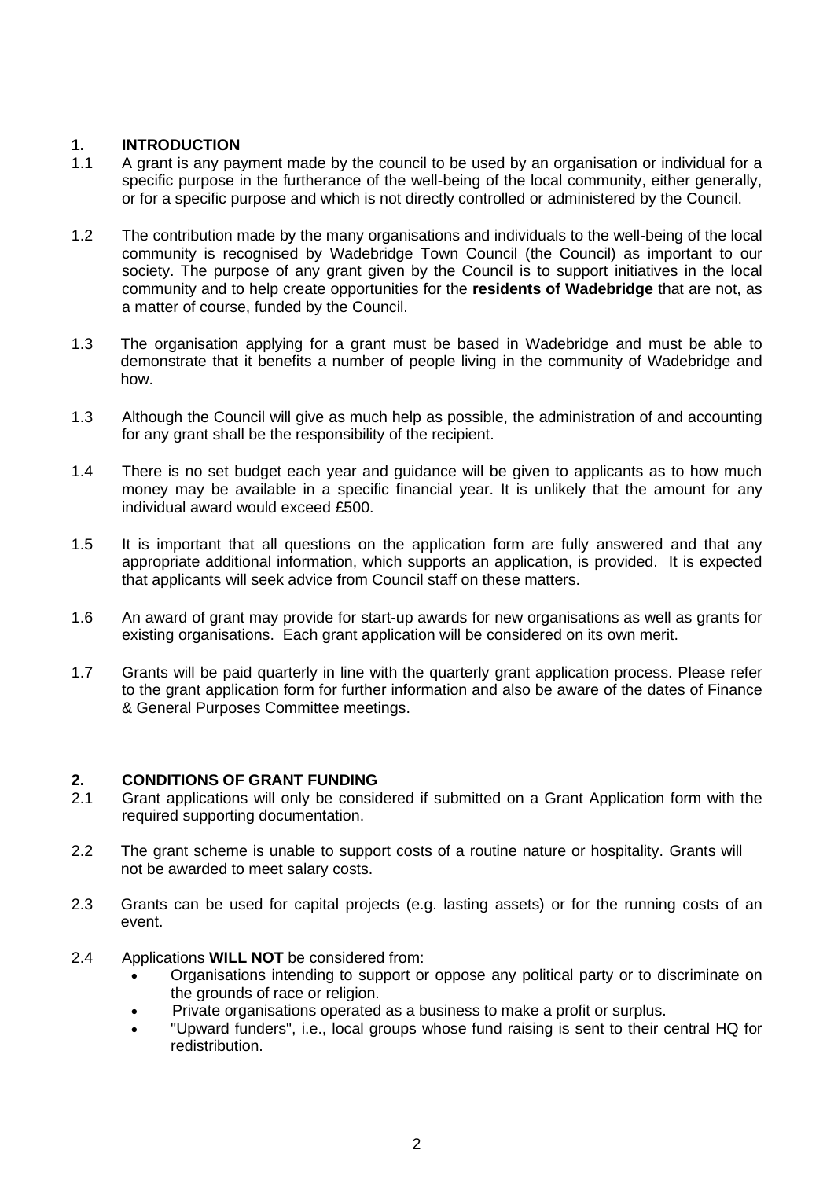## 1. INTRODUCTION

1.1 A grant is any payment made by the council to be used by an organisation or individual for a specific purpose in the furtherance of the well-being of the local community, either generally, or for a specific purpose and which is not directly controlled or administered by the Council.

1.2 The contribution made by the many organisations and individuals to the well-being of the local community is recognised by Wadebridge Town Council (the Council) as important to our society. The purpose of any grant given by the Council is to support initiatives in the local community and to help create opportunities for the **residents of Wadebridge** that are not, as a matter of course, funded by the Council.

1.3 The organisation applying for a grant must be based in Wadebridge and must be able to demonstrate that it benefits a number of people living in the community of Wadebridge and how.

1.3 Although the Council will give as much help as possible, the administration of and accounting for any grant shall be the responsibility of the recipient.

1.4 There is no set budget each year and guidance will be given to applicants as to how much money may be available in a specific financial year. It is unlikely that the amount for any individual award would exceed £500.

1.5 It is important that all questions on the application form are fully answered and that any appropriate additional information, which supports an application, is provided. It is expected that applicants will seek advice from Council staff on these matters.

1.6 An award of grant may provide for start-up awards for new organisations as well as grants for existing organisations. Each grant application will be considered on its own merit.

1.7 Grants will be paid quarterly in line with the quarterly grant application process. Please refer to the grant application form for further information and also be aware of the dates of Finance & General Purposes Committee meetings.

## 2. CONDITIONS OF GRANT FUNDING

2.1 Grant applications will only be considered if submitted on a Grant Application form with the required supporting documentation.

2.2 The grant scheme is unable to support costs of a routine nature or hospitality. Grants will not be awarded to meet salary costs.

2.3 Grants can be used for capital projects (e.g. lasting assets) or for the running costs of an event.

2.4 Applications **WILL NOT** be considered from:

- Organisations intending to support or oppose any political party or to discriminate on the grounds of race or religion.
- Private organisations operated as a business to make a profit or surplus.
- "Upward funders", i.e., local groups whose fund raising is sent to their central HQ for redistribution.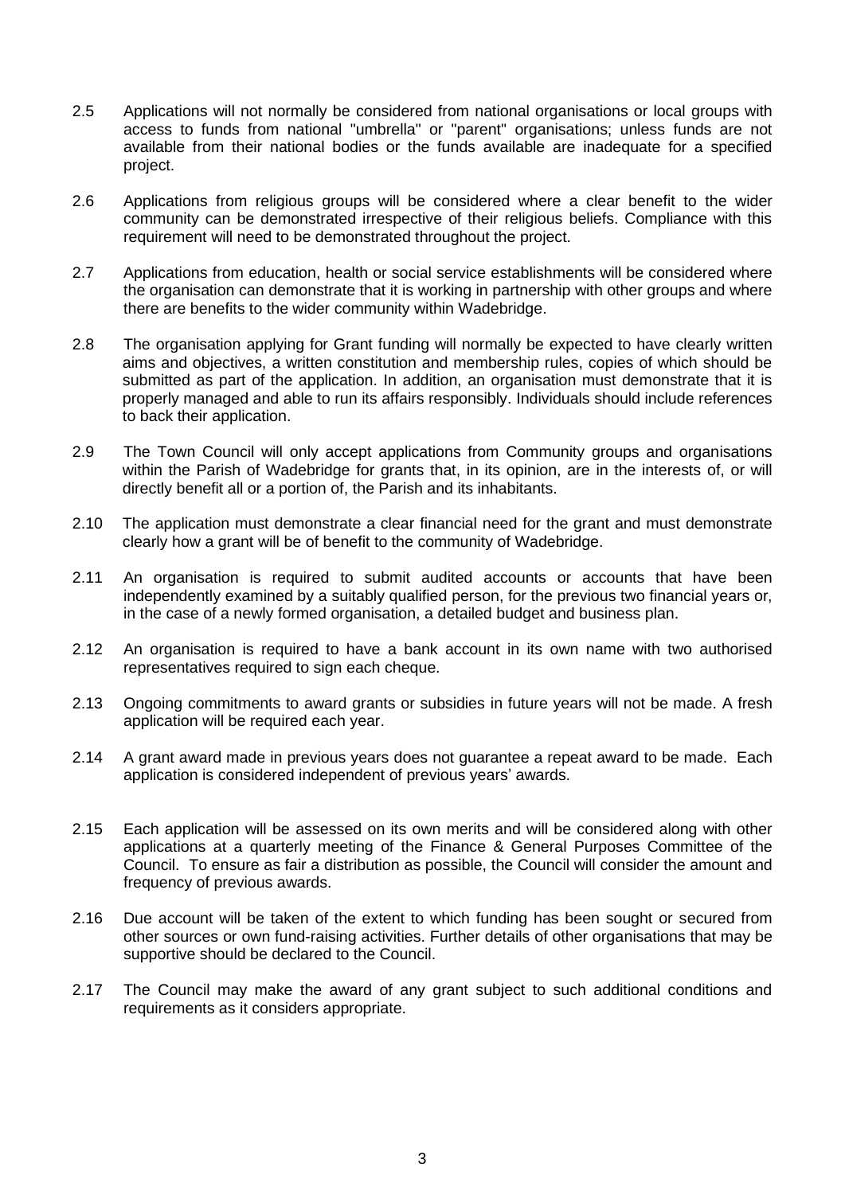2.5 Applications will not normally be considered from national organisations or local groups with access to funds from national "umbrella" or "parent" organisations; unless funds are not available from their national bodies or the funds available are inadequate for a specified project.

2.6 Applications from religious groups will be considered where a clear benefit to the wider community can be demonstrated irrespective of their religious beliefs. Compliance with this requirement will need to be demonstrated throughout the project.

2.7 Applications from education, health or social service establishments will be considered where the organisation can demonstrate that it is working in partnership with other groups and where there are benefits to the wider community within Wadebridge.

2.8 The organisation applying for Grant funding will normally be expected to have clearly written aims and objectives, a written constitution and membership rules, copies of which should be submitted as part of the application. In addition, an organisation must demonstrate that it is properly managed and able to run its affairs responsibly. Individuals should include references to back their application.

2.9 The Town Council will only accept applications from Community groups and organisations within the Parish of Wadebridge for grants that, in its opinion, are in the interests of, or will directly benefit all or a portion of, the Parish and its inhabitants.

2.10 The application must demonstrate a clear financial need for the grant and must demonstrate clearly how a grant will be of benefit to the community of Wadebridge.

2.11 An organisation is required to submit audited accounts or accounts that have been independently examined by a suitably qualified person, for the previous two financial years or, in the case of a newly formed organisation, a detailed budget and business plan.

2.12 An organisation is required to have a bank account in its own name with two authorised representatives required to sign each cheque.

2.13 Ongoing commitments to award grants or subsidies in future years will not be made. A fresh application will be required each year.

2.14 A grant award made in previous years does not guarantee a repeat award to be made. Each application is considered independent of previous years' awards.

2.15 Each application will be assessed on its own merits and will be considered along with other applications at a quarterly meeting of the Finance & General Purposes Committee of the Council. To ensure as fair a distribution as possible, the Council will consider the amount and frequency of previous awards.

2.16 Due account will be taken of the extent to which funding has been sought or secured from other sources or own fund-raising activities. Further details of other organisations that may be supportive should be declared to the Council.

2.17 The Council may make the award of any grant subject to such additional conditions and requirements as it considers appropriate.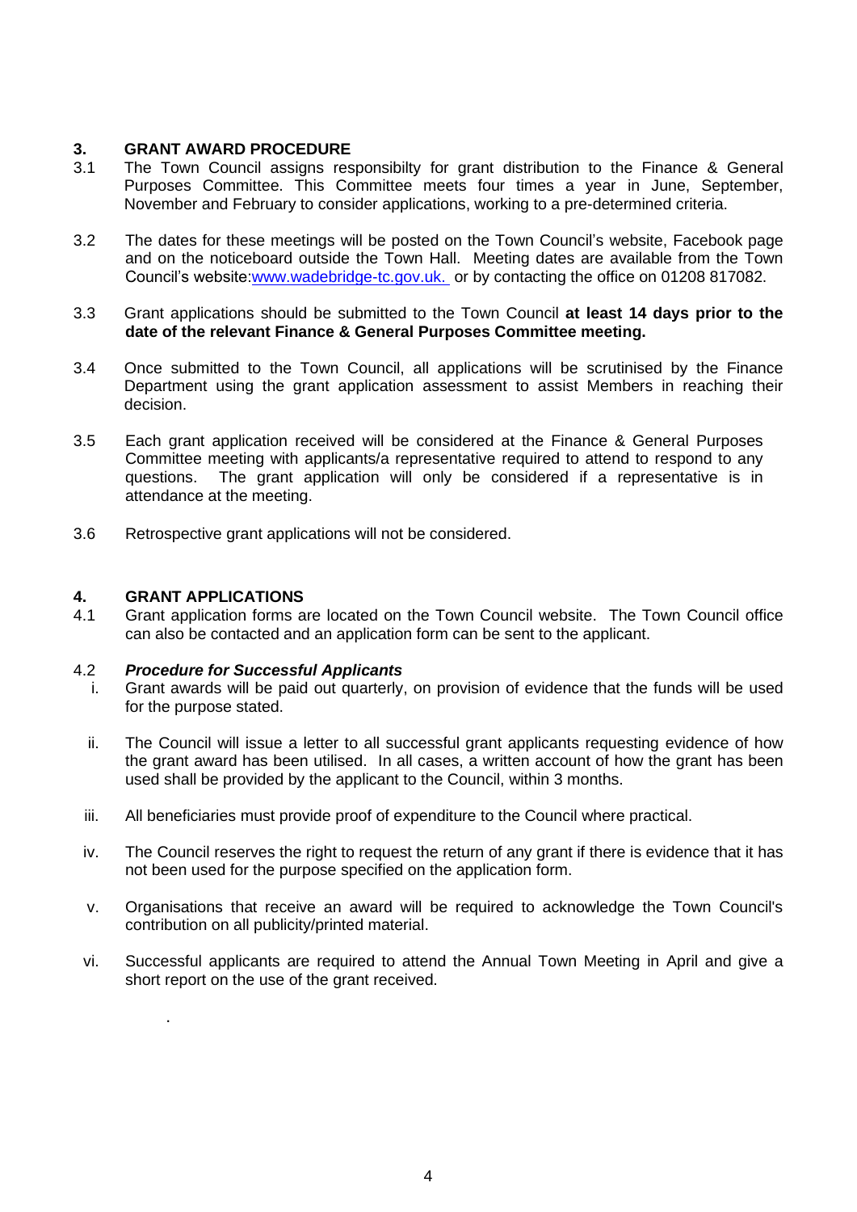## 3. GRANT AWARD PROCEDURE

3.1 The Town Council assigns responsibilty for grant distribution to the Finance & General Purposes Committee. This Committee meets four times a year in June, September, November and February to consider applications, working to a pre-determined criteria.

3.2 The dates for these meetings will be posted on the Town Council's website, Facebook page and on the noticeboard outside the Town Hall. Meeting dates are available from the Town Council's website:[www.wadebridge-tc.gov.uk.](http://www.wadebridge-tc.gov.uk) or by contacting the office on 01208 817082.

3.3 Grant applications should be submitted to the Town Council **at least 14 days prior to the date of the relevant Finance & General Purposes Committee meeting.**

3.4 Once submitted to the Town Council, all applications will be scrutinised by the Finance Department using the grant application assessment to assist Members in reaching their decision.

3.5 Each grant application received will be considered at the Finance & General Purposes Committee meeting with applicants/a representative required to attend to respond to any questions. The grant application will only be considered if a representative is in attendance at the meeting.

3.6 Retrospective grant applications will not be considered.

## 4. GRANT APPLICATIONS

4.1 Grant application forms are located on the Town Council website. The Town Council office can also be contacted and an application form can be sent to the applicant.

4.2 ***Procedure for Successful Applicants***

i. Grant awards will be paid out quarterly, on provision of evidence that the funds will be used for the purpose stated.

ii. The Council will issue a letter to all successful grant applicants requesting evidence of how the grant award has been utilised. In all cases, a written account of how the grant has been used shall be provided by the applicant to the Council, within 3 months.

iii. All beneficiaries must provide proof of expenditure to the Council where practical.

iv. The Council reserves the right to request the return of any grant if there is evidence that it has not been used for the purpose specified on the application form.

v. Organisations that receive an award will be required to acknowledge the Town Council's contribution on all publicity/printed material.

vi. Successful applicants are required to attend the Annual Town Meeting in April and give a short report on the use of the grant received.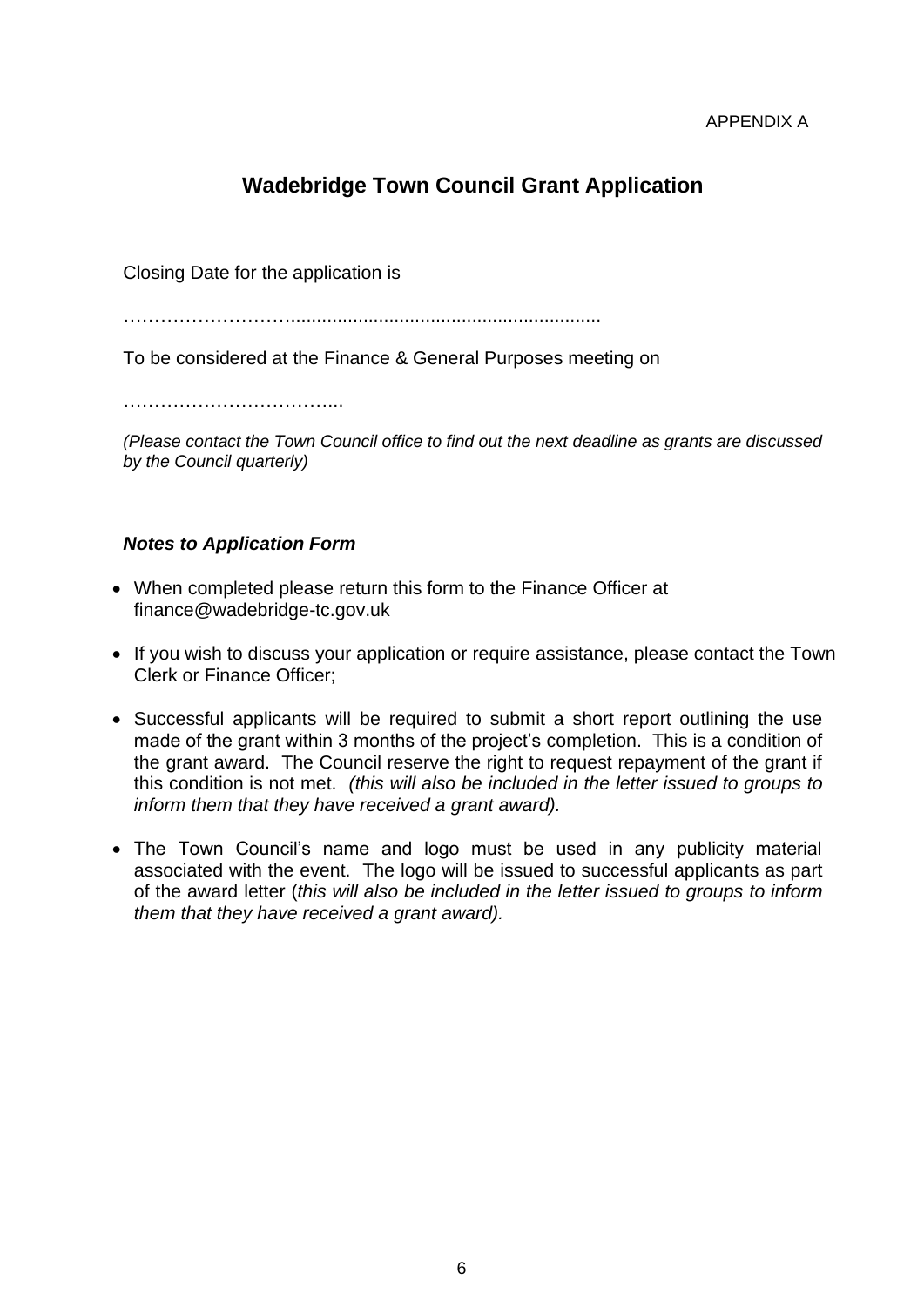APPENDIX A

# Wadebridge Town Council Grant Application

Closing Date for the application is

……………………….........................................................................

To be considered at the Finance & General Purposes meeting on

……………………………...

*(Please contact the Town Council office to find out the next deadline as grants are discussed by the Council quarterly)*

***Notes to Application Form***

- When completed please return this form to the Finance Officer at finance@wadebridge-tc.gov.uk
- If you wish to discuss your application or require assistance, please contact the Town Clerk or Finance Officer;
- Successful applicants will be required to submit a short report outlining the use made of the grant within 3 months of the project's completion. This is a condition of the grant award. The Council reserve the right to request repayment of the grant if this condition is not met. *(this will also be included in the letter issued to groups to inform them that they have received a grant award).*
- The Town Council's name and logo must be used in any publicity material associated with the event. The logo will be issued to successful applicants as part of the award letter (*this will also be included in the letter issued to groups to inform them that they have received a grant award).*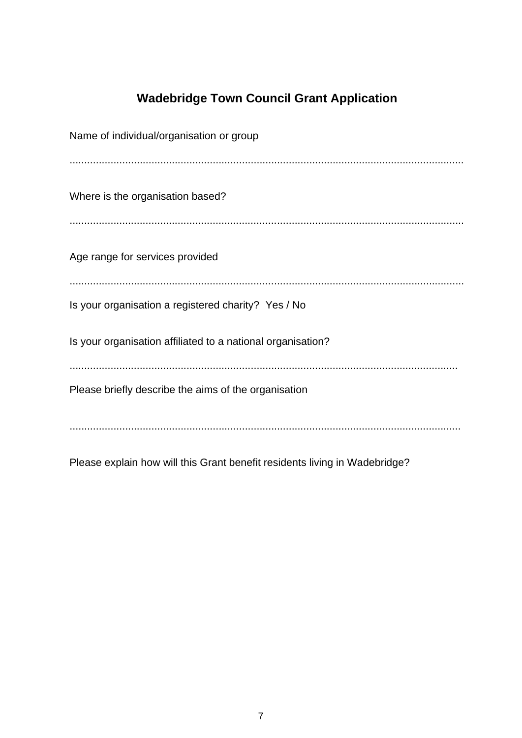## Wadebridge Town Council Grant Application

Name of individual/organisation or group

.......................................................................................................................................

Where is the organisation based?

.......................................................................................................................................

Age range for services provided

.......................................................................................................................................

Is your organisation a registered charity?  Yes / No

Is your organisation affiliated to a national organisation?

....................................................................................................................................

Please briefly describe the aims of the organisation

....................................................................................................................................

Please explain how will this Grant benefit residents living in Wadebridge?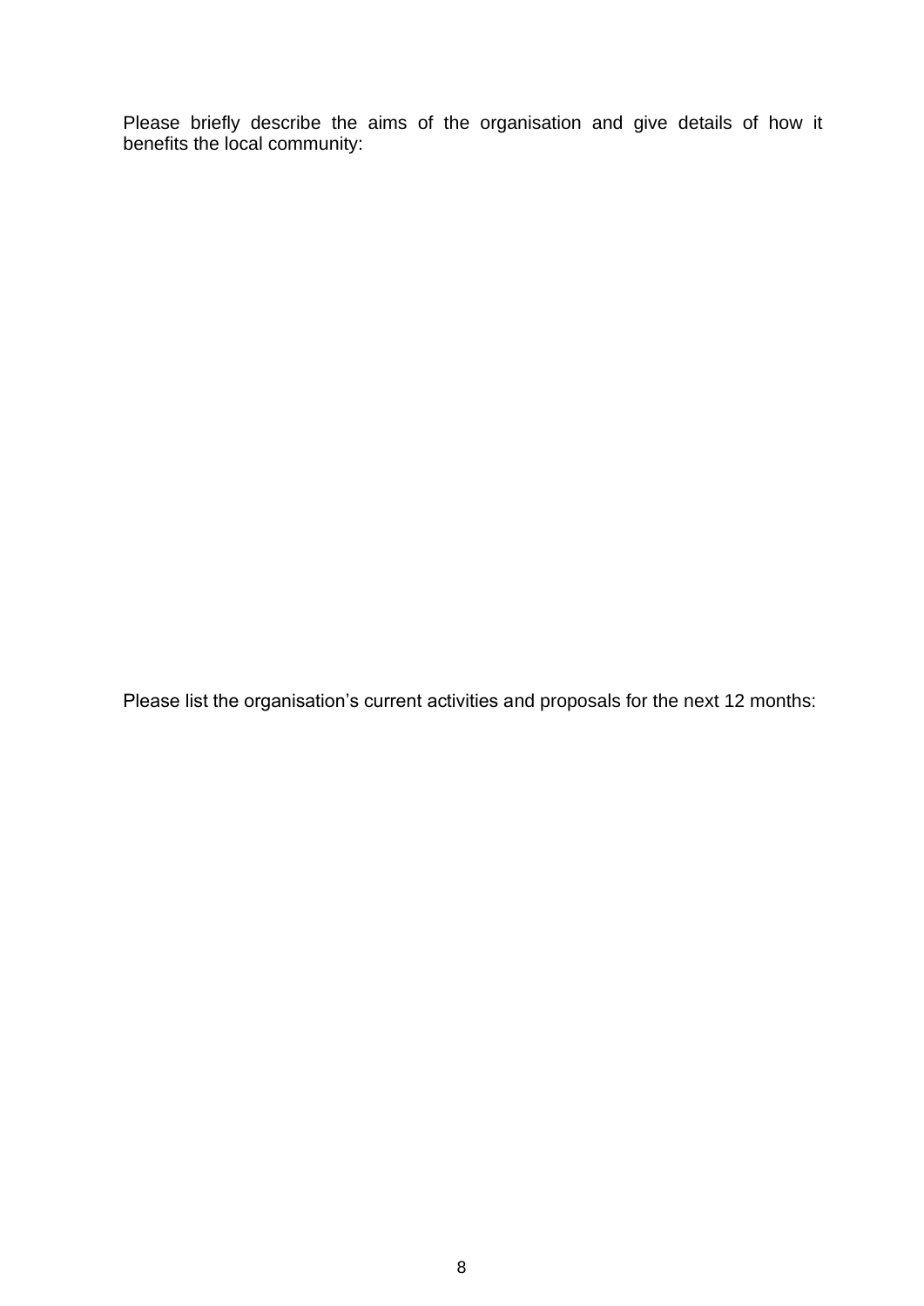Please briefly describe the aims of the organisation and give details of how it benefits the local community:

Please list the organisation's current activities and proposals for the next 12 months: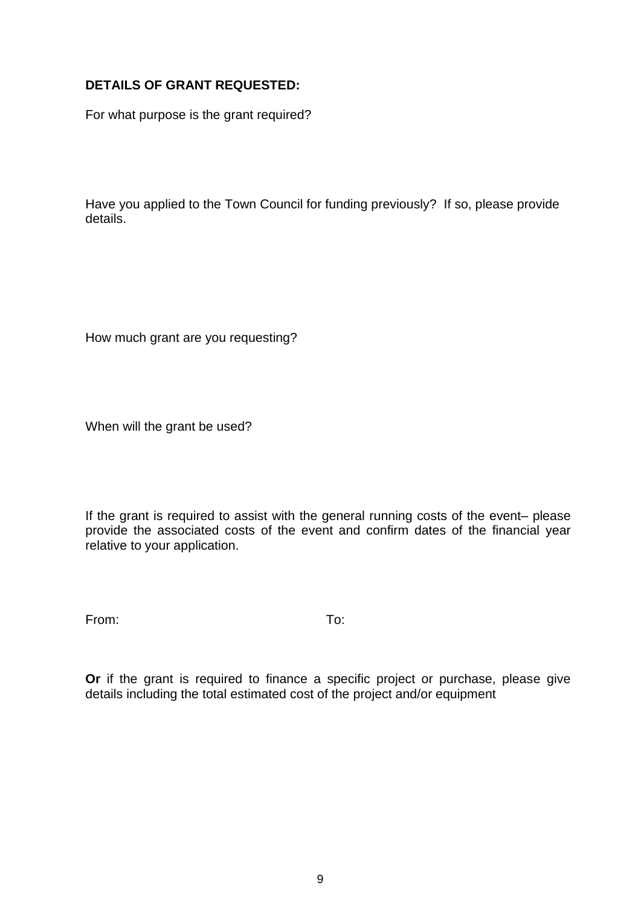**DETAILS OF GRANT REQUESTED:**

For what purpose is the grant required?

Have you applied to the Town Council for funding previously? If so, please provide details.

How much grant are you requesting?

When will the grant be used?

If the grant is required to assist with the general running costs of the event– please provide the associated costs of the event and confirm dates of the financial year relative to your application.

From: To:

**Or** if the grant is required to finance a specific project or purchase, please give details including the total estimated cost of the project and/or equipment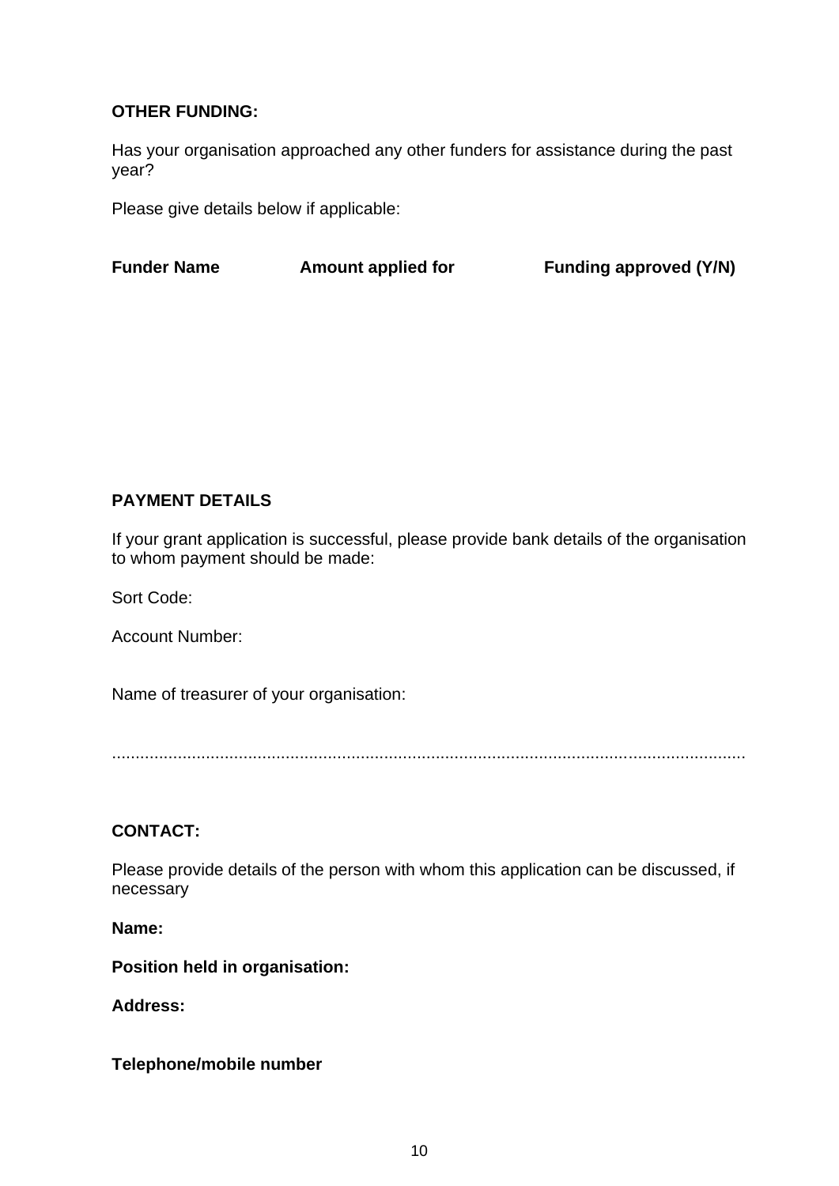**OTHER FUNDING:**

Has your organisation approached any other funders for assistance during the past year?

Please give details below if applicable:

| **Funder Name** | **Amount applied for** | **Funding approved (Y/N)** |
| --- | --- | --- |
| | | |

**PAYMENT DETAILS**

If your grant application is successful, please provide bank details of the organisation to whom payment should be made:

Sort Code:

Account Number:

Name of treasurer of your organisation:

..........................................................................................................................................

**CONTACT:**

Please provide details of the person with whom this application can be discussed, if necessary

**Name:**

**Position held in organisation:**

**Address:**

**Telephone/mobile number**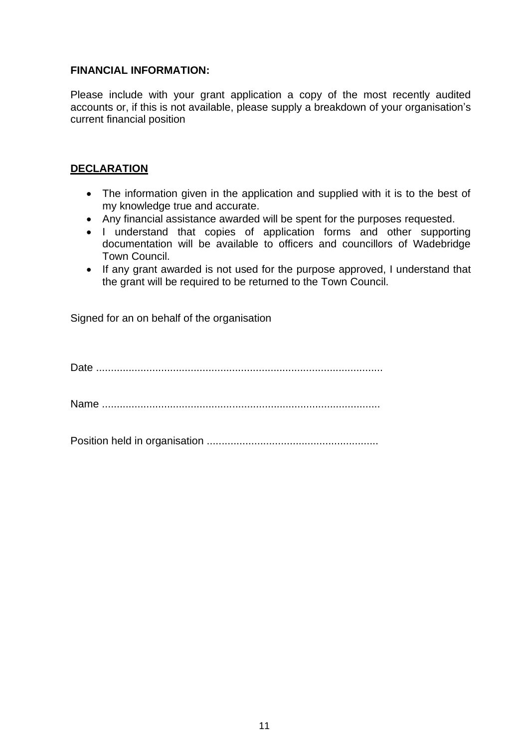**FINANCIAL INFORMATION:**

Please include with your grant application a copy of the most recently audited accounts or, if this is not available, please supply a breakdown of your organisation's current financial position

**DECLARATION**

- The information given in the application and supplied with it is to the best of my knowledge true and accurate.
- Any financial assistance awarded will be spent for the purposes requested.
- I understand that copies of application forms and other supporting documentation will be available to officers and councillors of Wadebridge Town Council.
- If any grant awarded is not used for the purpose approved, I understand that the grant will be required to be returned to the Town Council.

Signed for an on behalf of the organisation

Date ................................................................................................

Name ............................................................................................

Position held in organisation .........................................................